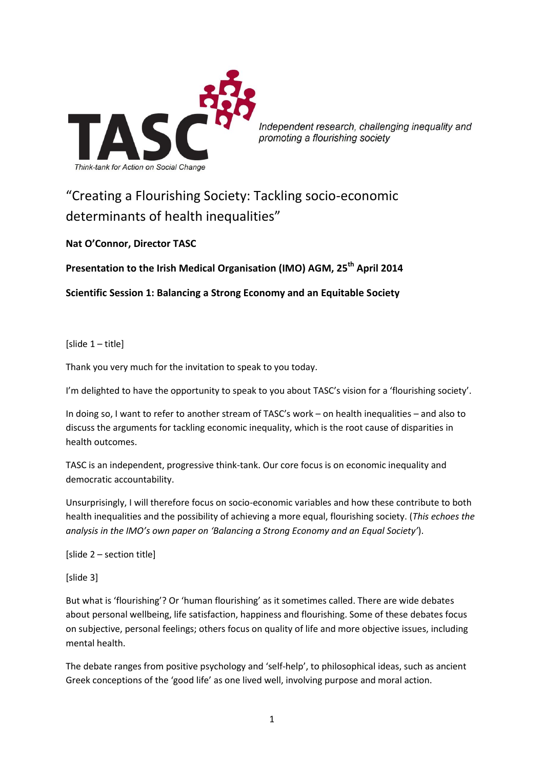TASC

Think-tank for Action on Social Change

*Independent research, challenging inequality and promoting a flourishing society*

# "Creating a Flourishing Society: Tackling socio-economic determinants of health inequalities"

**Nat O'Connor, Director TASC**

**Presentation to the Irish Medical Organisation (IMO) AGM, 25th April 2014**

**Scientific Session 1: Balancing a Strong Economy and an Equitable Society**

[slide 1 – title]

Thank you very much for the invitation to speak to you today.

I'm delighted to have the opportunity to speak to you about TASC's vision for a 'flourishing society'.

In doing so, I want to refer to another stream of TASC's work – on health inequalities – and also to discuss the arguments for tackling economic inequality, which is the root cause of disparities in health outcomes.

TASC is an independent, progressive think-tank. Our core focus is on economic inequality and democratic accountability.

Unsurprisingly, I will therefore focus on socio-economic variables and how these contribute to both health inequalities and the possibility of achieving a more equal, flourishing society. (*This echoes the analysis in the IMO's own paper on 'Balancing a Strong Economy and an Equal Society'*).

[slide 2 – section title]

[slide 3]

But what is 'flourishing'? Or 'human flourishing' as it sometimes called. There are wide debates about personal wellbeing, life satisfaction, happiness and flourishing. Some of these debates focus on subjective, personal feelings; others focus on quality of life and more objective issues, including mental health.

The debate ranges from positive psychology and 'self-help', to philosophical ideas, such as ancient Greek conceptions of the 'good life' as one lived well, involving purpose and moral action.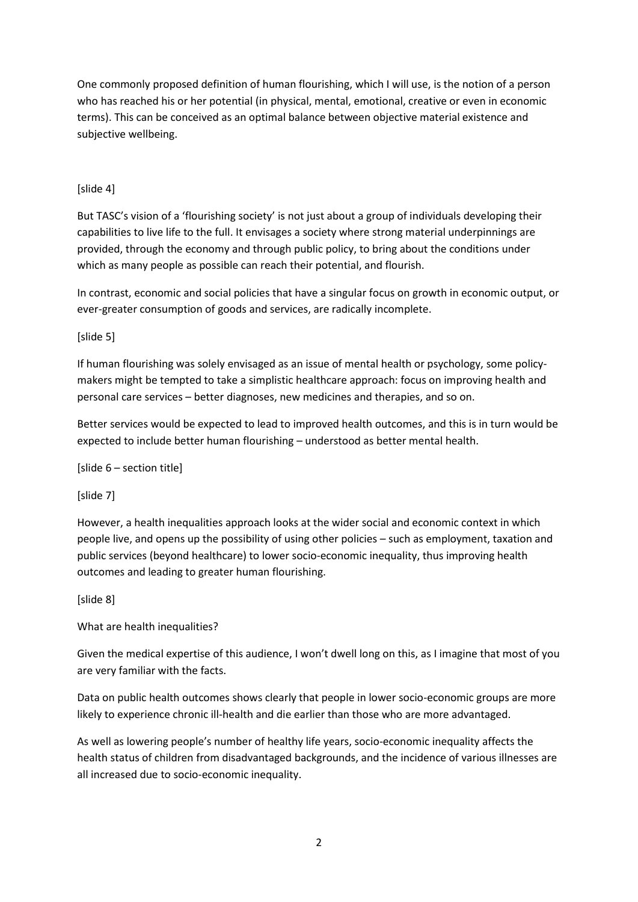One commonly proposed definition of human flourishing, which I will use, is the notion of a person who has reached his or her potential (in physical, mental, emotional, creative or even in economic terms). This can be conceived as an optimal balance between objective material existence and subjective wellbeing.

[slide 4]

But TASC's vision of a 'flourishing society' is not just about a group of individuals developing their capabilities to live life to the full. It envisages a society where strong material underpinnings are provided, through the economy and through public policy, to bring about the conditions under which as many people as possible can reach their potential, and flourish.

In contrast, economic and social policies that have a singular focus on growth in economic output, or ever-greater consumption of goods and services, are radically incomplete.

[slide 5]

If human flourishing was solely envisaged as an issue of mental health or psychology, some policy-makers might be tempted to take a simplistic healthcare approach: focus on improving health and personal care services – better diagnoses, new medicines and therapies, and so on.

Better services would be expected to lead to improved health outcomes, and this is in turn would be expected to include better human flourishing – understood as better mental health.

[slide 6 – section title]

[slide 7]

However, a health inequalities approach looks at the wider social and economic context in which people live, and opens up the possibility of using other policies – such as employment, taxation and public services (beyond healthcare) to lower socio-economic inequality, thus improving health outcomes and leading to greater human flourishing.

[slide 8]

What are health inequalities?

Given the medical expertise of this audience, I won't dwell long on this, as I imagine that most of you are very familiar with the facts.

Data on public health outcomes shows clearly that people in lower socio-economic groups are more likely to experience chronic ill-health and die earlier than those who are more advantaged.

As well as lowering people's number of healthy life years, socio-economic inequality affects the health status of children from disadvantaged backgrounds, and the incidence of various illnesses are all increased due to socio-economic inequality.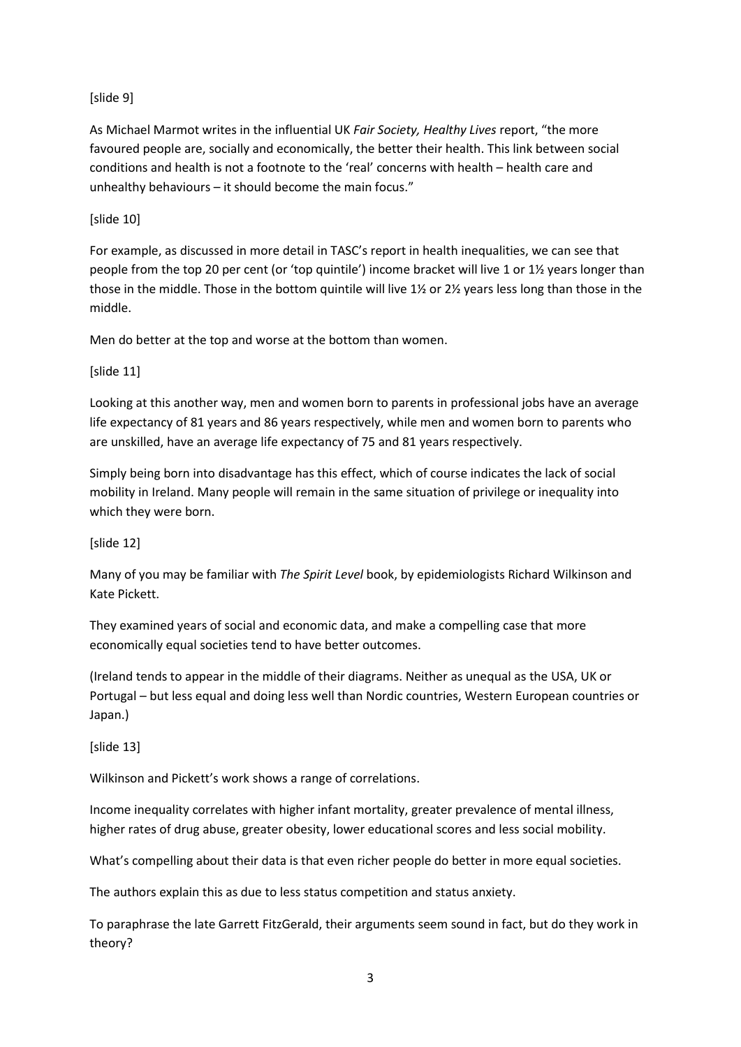[slide 9]

As Michael Marmot writes in the influential UK *Fair Society, Healthy Lives* report, "the more favoured people are, socially and economically, the better their health. This link between social conditions and health is not a footnote to the 'real' concerns with health – health care and unhealthy behaviours – it should become the main focus."

[slide 10]

For example, as discussed in more detail in TASC's report in health inequalities, we can see that people from the top 20 per cent (or 'top quintile') income bracket will live 1 or 1½ years longer than those in the middle. Those in the bottom quintile will live 1½ or 2½ years less long than those in the middle.

Men do better at the top and worse at the bottom than women.

[slide 11]

Looking at this another way, men and women born to parents in professional jobs have an average life expectancy of 81 years and 86 years respectively, while men and women born to parents who are unskilled, have an average life expectancy of 75 and 81 years respectively.

Simply being born into disadvantage has this effect, which of course indicates the lack of social mobility in Ireland. Many people will remain in the same situation of privilege or inequality into which they were born.

[slide 12]

Many of you may be familiar with *The Spirit Level* book, by epidemiologists Richard Wilkinson and Kate Pickett.

They examined years of social and economic data, and make a compelling case that more economically equal societies tend to have better outcomes.

(Ireland tends to appear in the middle of their diagrams. Neither as unequal as the USA, UK or Portugal – but less equal and doing less well than Nordic countries, Western European countries or Japan.)

[slide 13]

Wilkinson and Pickett's work shows a range of correlations.

Income inequality correlates with higher infant mortality, greater prevalence of mental illness, higher rates of drug abuse, greater obesity, lower educational scores and less social mobility.

What's compelling about their data is that even richer people do better in more equal societies.

The authors explain this as due to less status competition and status anxiety.

To paraphrase the late Garrett FitzGerald, their arguments seem sound in fact, but do they work in theory?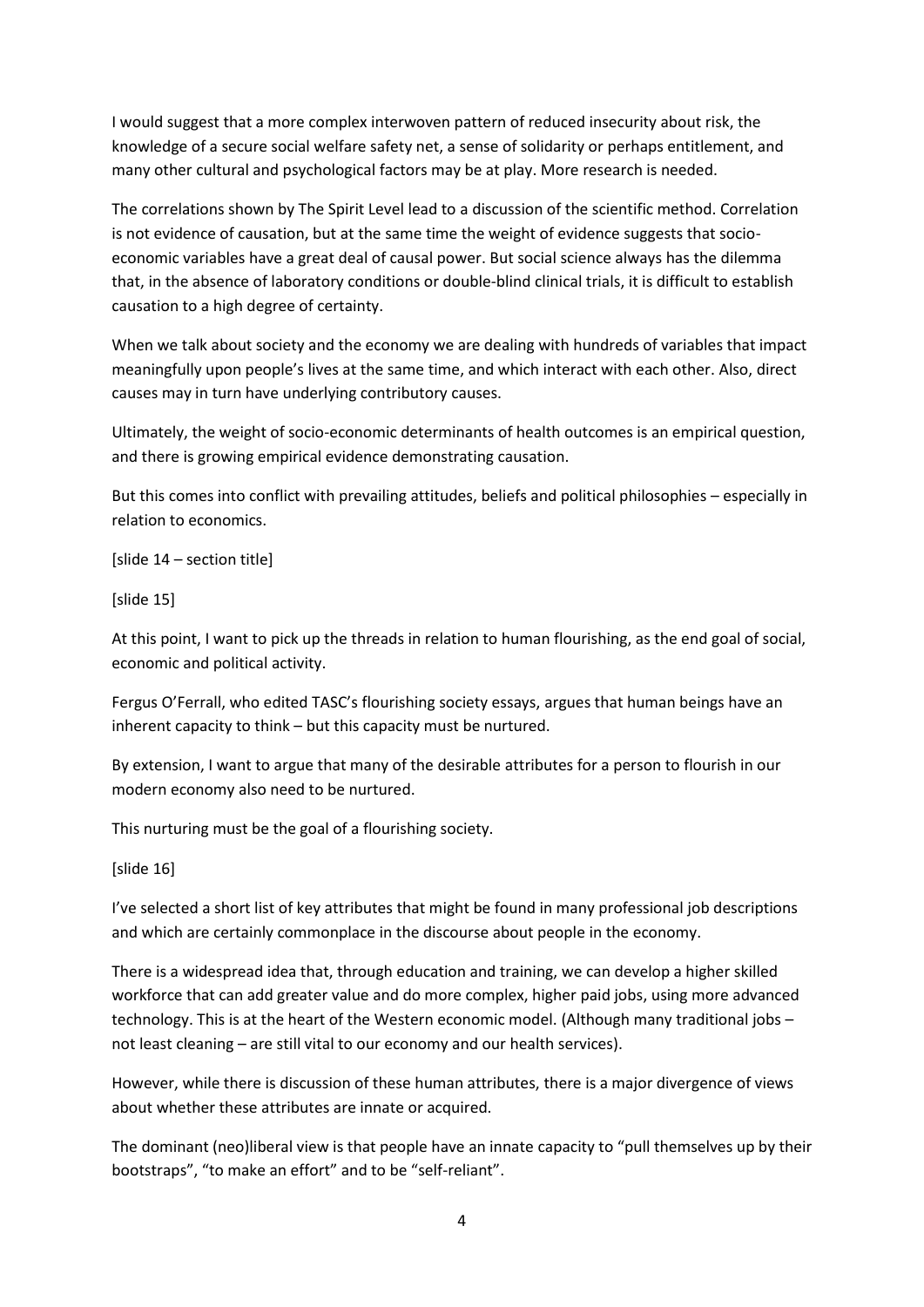I would suggest that a more complex interwoven pattern of reduced insecurity about risk, the knowledge of a secure social welfare safety net, a sense of solidarity or perhaps entitlement, and many other cultural and psychological factors may be at play. More research is needed.

The correlations shown by The Spirit Level lead to a discussion of the scientific method. Correlation is not evidence of causation, but at the same time the weight of evidence suggests that socio-economic variables have a great deal of causal power. But social science always has the dilemma that, in the absence of laboratory conditions or double-blind clinical trials, it is difficult to establish causation to a high degree of certainty.

When we talk about society and the economy we are dealing with hundreds of variables that impact meaningfully upon people's lives at the same time, and which interact with each other. Also, direct causes may in turn have underlying contributory causes.

Ultimately, the weight of socio-economic determinants of health outcomes is an empirical question, and there is growing empirical evidence demonstrating causation.

But this comes into conflict with prevailing attitudes, beliefs and political philosophies – especially in relation to economics.

[slide 14 – section title]

[slide 15]

At this point, I want to pick up the threads in relation to human flourishing, as the end goal of social, economic and political activity.

Fergus O'Ferrall, who edited TASC's flourishing society essays, argues that human beings have an inherent capacity to think – but this capacity must be nurtured.

By extension, I want to argue that many of the desirable attributes for a person to flourish in our modern economy also need to be nurtured.

This nurturing must be the goal of a flourishing society.

[slide 16]

I've selected a short list of key attributes that might be found in many professional job descriptions and which are certainly commonplace in the discourse about people in the economy.

There is a widespread idea that, through education and training, we can develop a higher skilled workforce that can add greater value and do more complex, higher paid jobs, using more advanced technology. This is at the heart of the Western economic model. (Although many traditional jobs – not least cleaning – are still vital to our economy and our health services).

However, while there is discussion of these human attributes, there is a major divergence of views about whether these attributes are innate or acquired.

The dominant (neo)liberal view is that people have an innate capacity to "pull themselves up by their bootstraps", "to make an effort" and to be "self-reliant".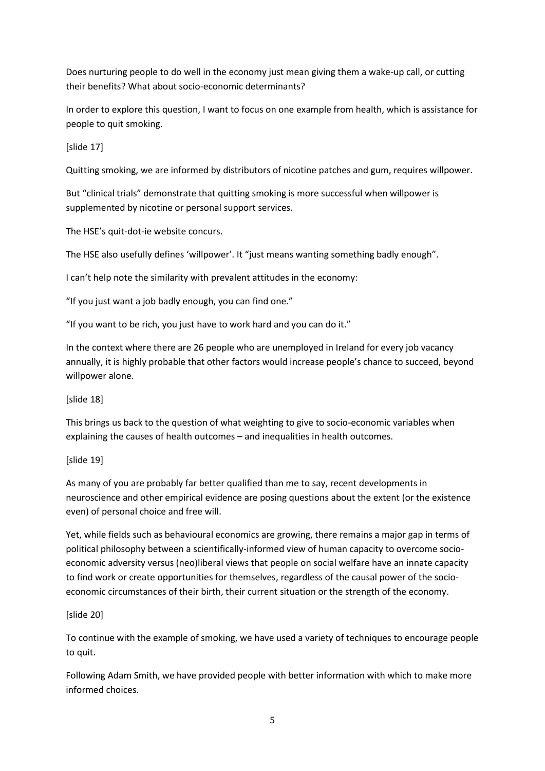Does nurturing people to do well in the economy just mean giving them a wake-up call, or cutting their benefits? What about socio-economic determinants?

In order to explore this question, I want to focus on one example from health, which is assistance for people to quit smoking.

[slide 17]

Quitting smoking, we are informed by distributors of nicotine patches and gum, requires willpower.

But "clinical trials" demonstrate that quitting smoking is more successful when willpower is supplemented by nicotine or personal support services.

The HSE's quit-dot-ie website concurs.

The HSE also usefully defines 'willpower'. It "just means wanting something badly enough".

I can't help note the similarity with prevalent attitudes in the economy:

"If you just want a job badly enough, you can find one."

"If you want to be rich, you just have to work hard and you can do it."

In the context where there are 26 people who are unemployed in Ireland for every job vacancy annually, it is highly probable that other factors would increase people's chance to succeed, beyond willpower alone.

[slide 18]

This brings us back to the question of what weighting to give to socio-economic variables when explaining the causes of health outcomes – and inequalities in health outcomes.

[slide 19]

As many of you are probably far better qualified than me to say, recent developments in neuroscience and other empirical evidence are posing questions about the extent (or the existence even) of personal choice and free will.

Yet, while fields such as behavioural economics are growing, there remains a major gap in terms of political philosophy between a scientifically-informed view of human capacity to overcome socio-economic adversity versus (neo)liberal views that people on social welfare have an innate capacity to find work or create opportunities for themselves, regardless of the causal power of the socio-economic circumstances of their birth, their current situation or the strength of the economy.

[slide 20]

To continue with the example of smoking, we have used a variety of techniques to encourage people to quit.

Following Adam Smith, we have provided people with better information with which to make more informed choices.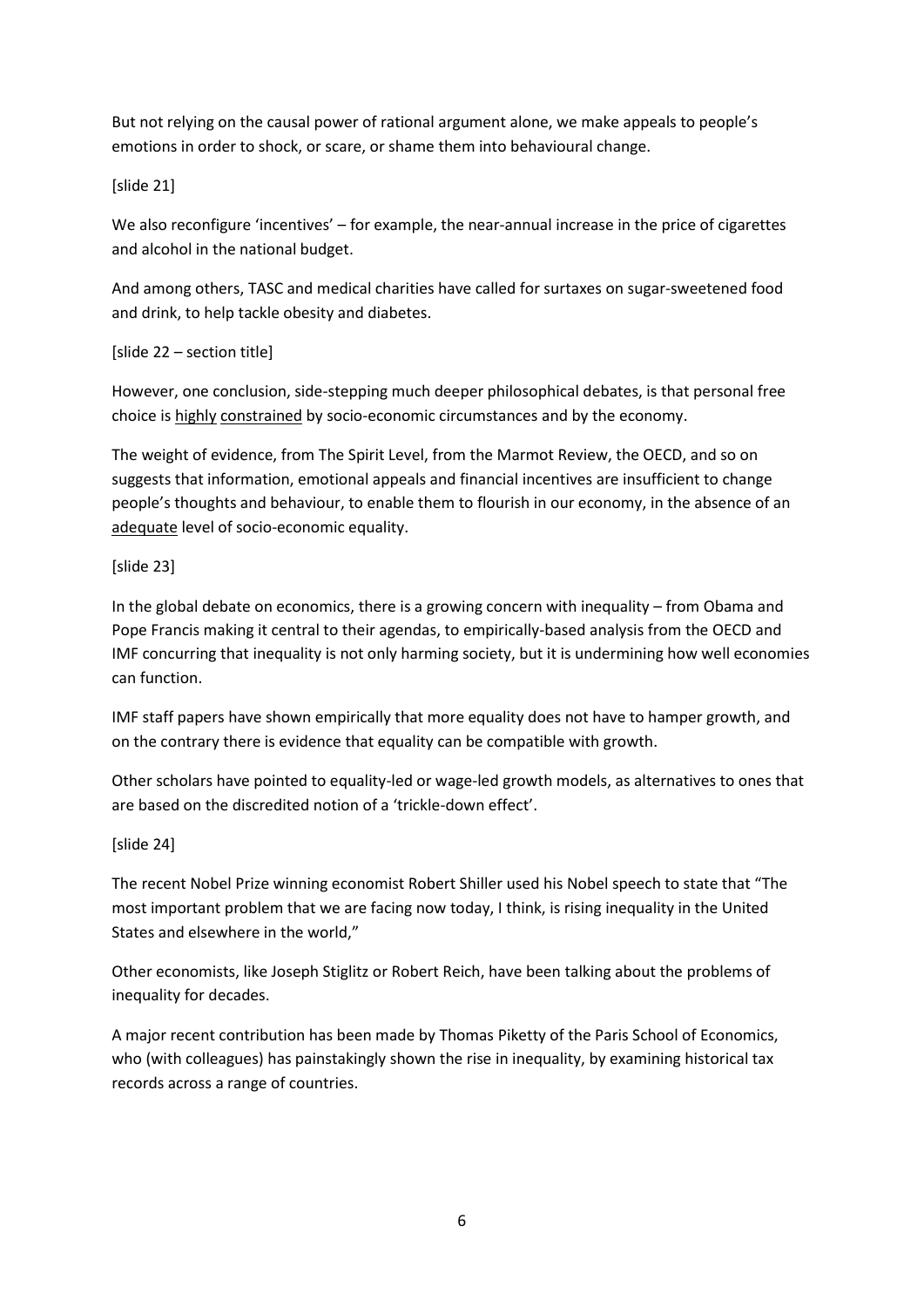But not relying on the causal power of rational argument alone, we make appeals to people's emotions in order to shock, or scare, or shame them into behavioural change.

[slide 21]

We also reconfigure 'incentives' – for example, the near-annual increase in the price of cigarettes and alcohol in the national budget.

And among others, TASC and medical charities have called for surtaxes on sugar-sweetened food and drink, to help tackle obesity and diabetes.

[slide 22 – section title]

However, one conclusion, side-stepping much deeper philosophical debates, is that personal free choice is <u>highly</u> <u>constrained</u> by socio-economic circumstances and by the economy.

The weight of evidence, from The Spirit Level, from the Marmot Review, the OECD, and so on suggests that information, emotional appeals and financial incentives are insufficient to change people's thoughts and behaviour, to enable them to flourish in our economy, in the absence of an <u>adequate</u> level of socio-economic equality.

[slide 23]

In the global debate on economics, there is a growing concern with inequality – from Obama and Pope Francis making it central to their agendas, to empirically-based analysis from the OECD and IMF concurring that inequality is not only harming society, but it is undermining how well economies can function.

IMF staff papers have shown empirically that more equality does not have to hamper growth, and on the contrary there is evidence that equality can be compatible with growth.

Other scholars have pointed to equality-led or wage-led growth models, as alternatives to ones that are based on the discredited notion of a 'trickle-down effect'.

[slide 24]

The recent Nobel Prize winning economist Robert Shiller used his Nobel speech to state that "The most important problem that we are facing now today, I think, is rising inequality in the United States and elsewhere in the world,"

Other economists, like Joseph Stiglitz or Robert Reich, have been talking about the problems of inequality for decades.

A major recent contribution has been made by Thomas Piketty of the Paris School of Economics, who (with colleagues) has painstakingly shown the rise in inequality, by examining historical tax records across a range of countries.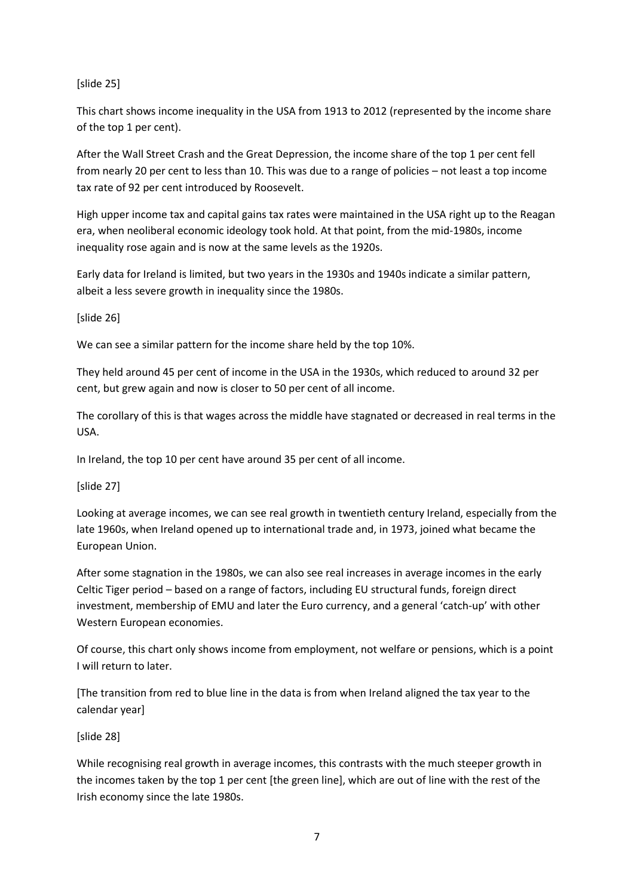[slide 25]

This chart shows income inequality in the USA from 1913 to 2012 (represented by the income share of the top 1 per cent).

After the Wall Street Crash and the Great Depression, the income share of the top 1 per cent fell from nearly 20 per cent to less than 10. This was due to a range of policies – not least a top income tax rate of 92 per cent introduced by Roosevelt.

High upper income tax and capital gains tax rates were maintained in the USA right up to the Reagan era, when neoliberal economic ideology took hold. At that point, from the mid-1980s, income inequality rose again and is now at the same levels as the 1920s.

Early data for Ireland is limited, but two years in the 1930s and 1940s indicate a similar pattern, albeit a less severe growth in inequality since the 1980s.

[slide 26]

We can see a similar pattern for the income share held by the top 10%.

They held around 45 per cent of income in the USA in the 1930s, which reduced to around 32 per cent, but grew again and now is closer to 50 per cent of all income.

The corollary of this is that wages across the middle have stagnated or decreased in real terms in the USA.

In Ireland, the top 10 per cent have around 35 per cent of all income.

[slide 27]

Looking at average incomes, we can see real growth in twentieth century Ireland, especially from the late 1960s, when Ireland opened up to international trade and, in 1973, joined what became the European Union.

After some stagnation in the 1980s, we can also see real increases in average incomes in the early Celtic Tiger period – based on a range of factors, including EU structural funds, foreign direct investment, membership of EMU and later the Euro currency, and a general 'catch-up' with other Western European economies.

Of course, this chart only shows income from employment, not welfare or pensions, which is a point I will return to later.

[The transition from red to blue line in the data is from when Ireland aligned the tax year to the calendar year]

[slide 28]

While recognising real growth in average incomes, this contrasts with the much steeper growth in the incomes taken by the top 1 per cent [the green line], which are out of line with the rest of the Irish economy since the late 1980s.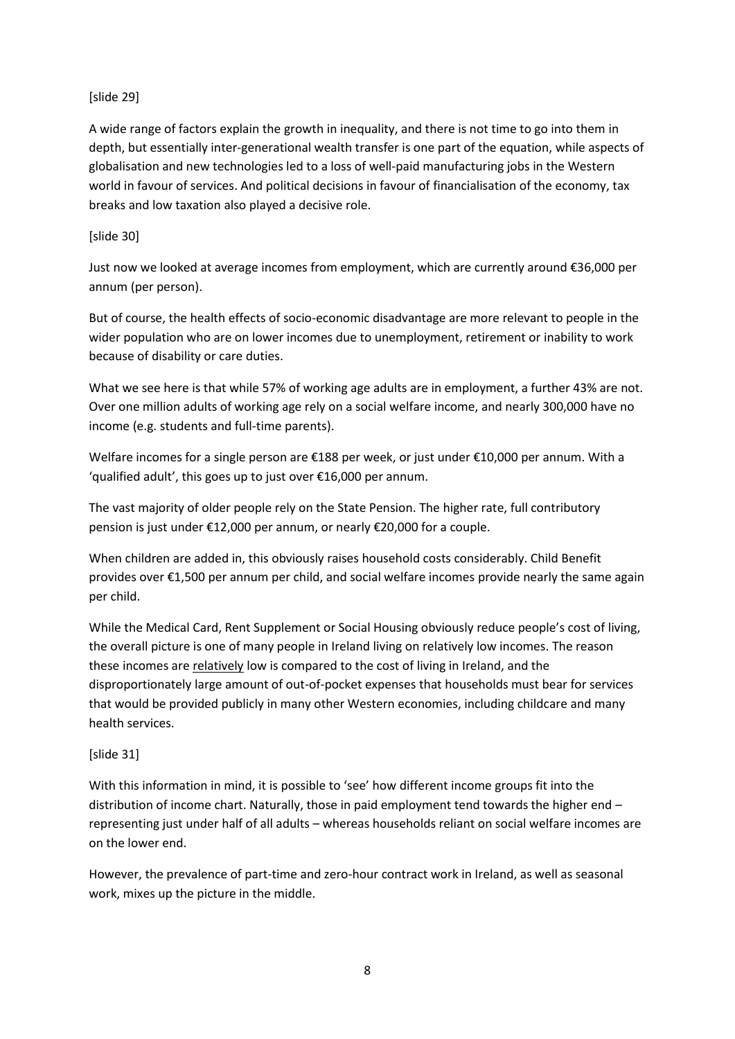[slide 29]

A wide range of factors explain the growth in inequality, and there is not time to go into them in depth, but essentially inter-generational wealth transfer is one part of the equation, while aspects of globalisation and new technologies led to a loss of well-paid manufacturing jobs in the Western world in favour of services. And political decisions in favour of financialisation of the economy, tax breaks and low taxation also played a decisive role.

[slide 30]

Just now we looked at average incomes from employment, which are currently around €36,000 per annum (per person).

But of course, the health effects of socio-economic disadvantage are more relevant to people in the wider population who are on lower incomes due to unemployment, retirement or inability to work because of disability or care duties.

What we see here is that while 57% of working age adults are in employment, a further 43% are not. Over one million adults of working age rely on a social welfare income, and nearly 300,000 have no income (e.g. students and full-time parents).

Welfare incomes for a single person are €188 per week, or just under €10,000 per annum. With a 'qualified adult', this goes up to just over €16,000 per annum.

The vast majority of older people rely on the State Pension. The higher rate, full contributory pension is just under €12,000 per annum, or nearly €20,000 for a couple.

When children are added in, this obviously raises household costs considerably. Child Benefit provides over €1,500 per annum per child, and social welfare incomes provide nearly the same again per child.

While the Medical Card, Rent Supplement or Social Housing obviously reduce people's cost of living, the overall picture is one of many people in Ireland living on relatively low incomes. The reason these incomes are <u>relatively</u> low is compared to the cost of living in Ireland, and the disproportionately large amount of out-of-pocket expenses that households must bear for services that would be provided publicly in many other Western economies, including childcare and many health services.

[slide 31]

With this information in mind, it is possible to 'see' how different income groups fit into the distribution of income chart. Naturally, those in paid employment tend towards the higher end – representing just under half of all adults – whereas households reliant on social welfare incomes are on the lower end.

However, the prevalence of part-time and zero-hour contract work in Ireland, as well as seasonal work, mixes up the picture in the middle.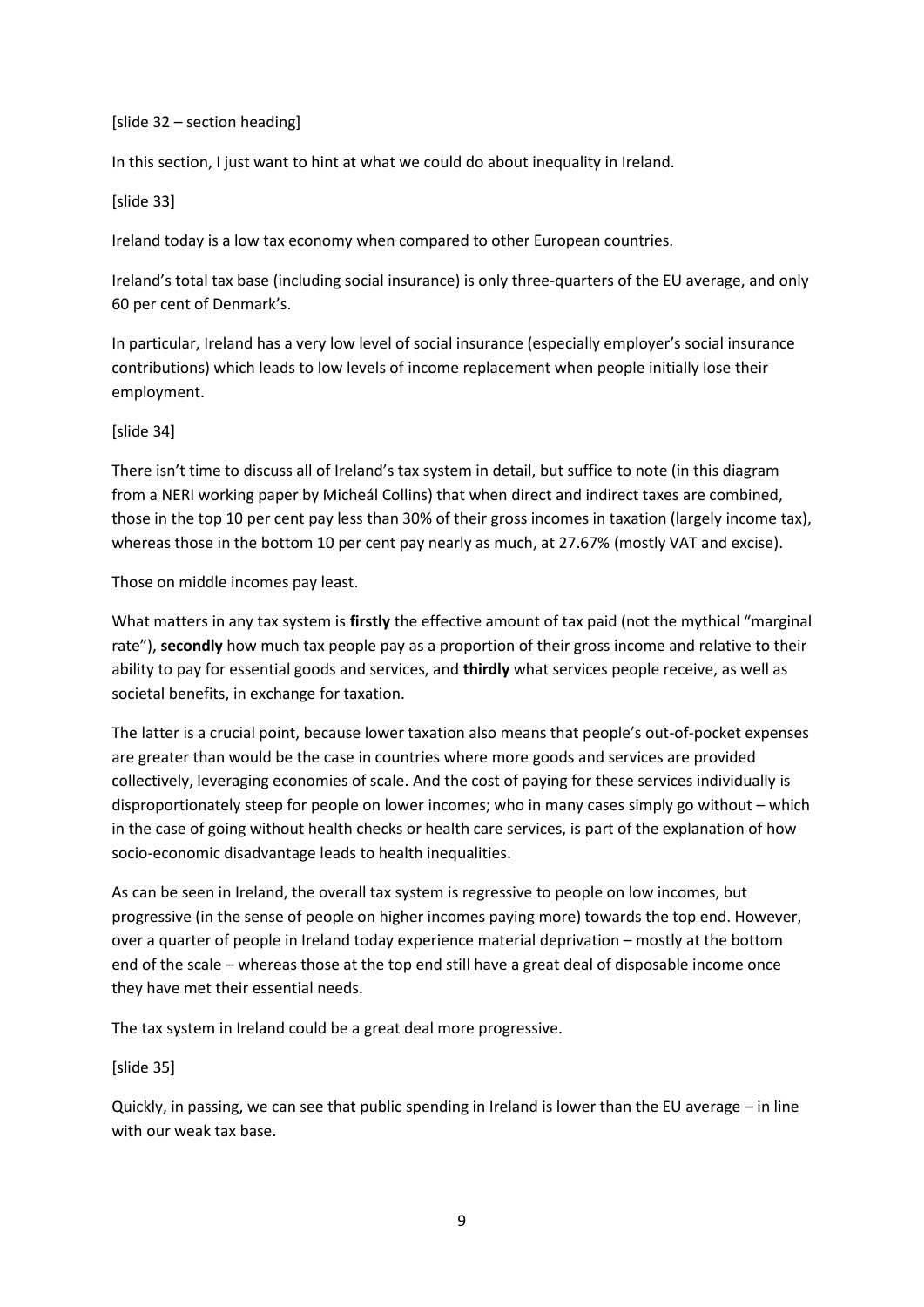[slide 32 – section heading]

In this section, I just want to hint at what we could do about inequality in Ireland.

[slide 33]

Ireland today is a low tax economy when compared to other European countries.

Ireland's total tax base (including social insurance) is only three-quarters of the EU average, and only 60 per cent of Denmark's.

In particular, Ireland has a very low level of social insurance (especially employer's social insurance contributions) which leads to low levels of income replacement when people initially lose their employment.

[slide 34]

There isn't time to discuss all of Ireland's tax system in detail, but suffice to note (in this diagram from a NERI working paper by Micheál Collins) that when direct and indirect taxes are combined, those in the top 10 per cent pay less than 30% of their gross incomes in taxation (largely income tax), whereas those in the bottom 10 per cent pay nearly as much, at 27.67% (mostly VAT and excise).

Those on middle incomes pay least.

What matters in any tax system is **firstly** the effective amount of tax paid (not the mythical "marginal rate"), **secondly** how much tax people pay as a proportion of their gross income and relative to their ability to pay for essential goods and services, and **thirdly** what services people receive, as well as societal benefits, in exchange for taxation.

The latter is a crucial point, because lower taxation also means that people's out-of-pocket expenses are greater than would be the case in countries where more goods and services are provided collectively, leveraging economies of scale. And the cost of paying for these services individually is disproportionately steep for people on lower incomes; who in many cases simply go without – which in the case of going without health checks or health care services, is part of the explanation of how socio-economic disadvantage leads to health inequalities.

As can be seen in Ireland, the overall tax system is regressive to people on low incomes, but progressive (in the sense of people on higher incomes paying more) towards the top end. However, over a quarter of people in Ireland today experience material deprivation – mostly at the bottom end of the scale – whereas those at the top end still have a great deal of disposable income once they have met their essential needs.

The tax system in Ireland could be a great deal more progressive.

[slide 35]

Quickly, in passing, we can see that public spending in Ireland is lower than the EU average – in line with our weak tax base.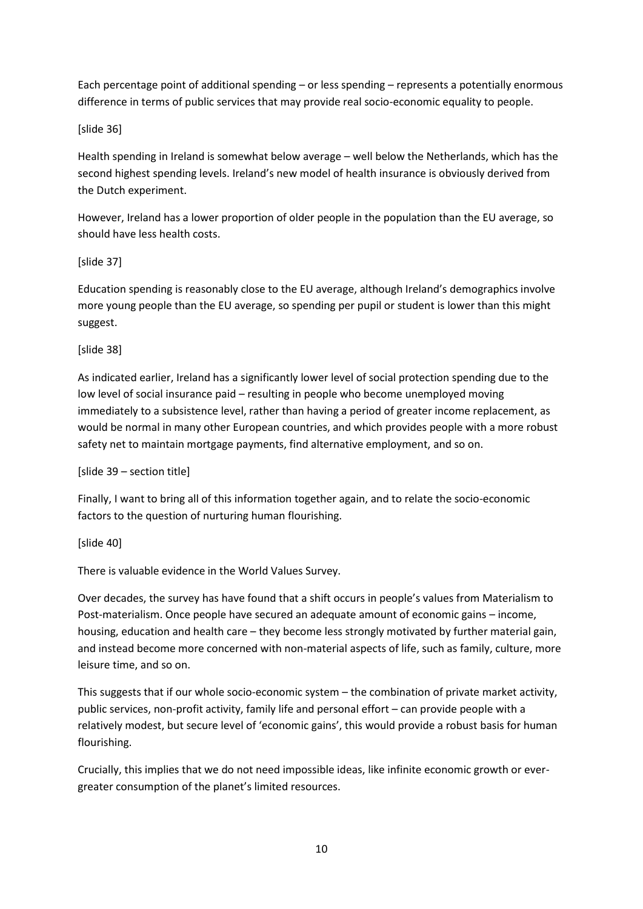Each percentage point of additional spending – or less spending – represents a potentially enormous difference in terms of public services that may provide real socio-economic equality to people.

[slide 36]

Health spending in Ireland is somewhat below average – well below the Netherlands, which has the second highest spending levels. Ireland's new model of health insurance is obviously derived from the Dutch experiment.

However, Ireland has a lower proportion of older people in the population than the EU average, so should have less health costs.

[slide 37]

Education spending is reasonably close to the EU average, although Ireland's demographics involve more young people than the EU average, so spending per pupil or student is lower than this might suggest.

[slide 38]

As indicated earlier, Ireland has a significantly lower level of social protection spending due to the low level of social insurance paid – resulting in people who become unemployed moving immediately to a subsistence level, rather than having a period of greater income replacement, as would be normal in many other European countries, and which provides people with a more robust safety net to maintain mortgage payments, find alternative employment, and so on.

[slide 39 – section title]

Finally, I want to bring all of this information together again, and to relate the socio-economic factors to the question of nurturing human flourishing.

[slide 40]

There is valuable evidence in the World Values Survey.

Over decades, the survey has have found that a shift occurs in people's values from Materialism to Post-materialism. Once people have secured an adequate amount of economic gains – income, housing, education and health care – they become less strongly motivated by further material gain, and instead become more concerned with non-material aspects of life, such as family, culture, more leisure time, and so on.

This suggests that if our whole socio-economic system – the combination of private market activity, public services, non-profit activity, family life and personal effort – can provide people with a relatively modest, but secure level of 'economic gains', this would provide a robust basis for human flourishing.

Crucially, this implies that we do not need impossible ideas, like infinite economic growth or ever-greater consumption of the planet's limited resources.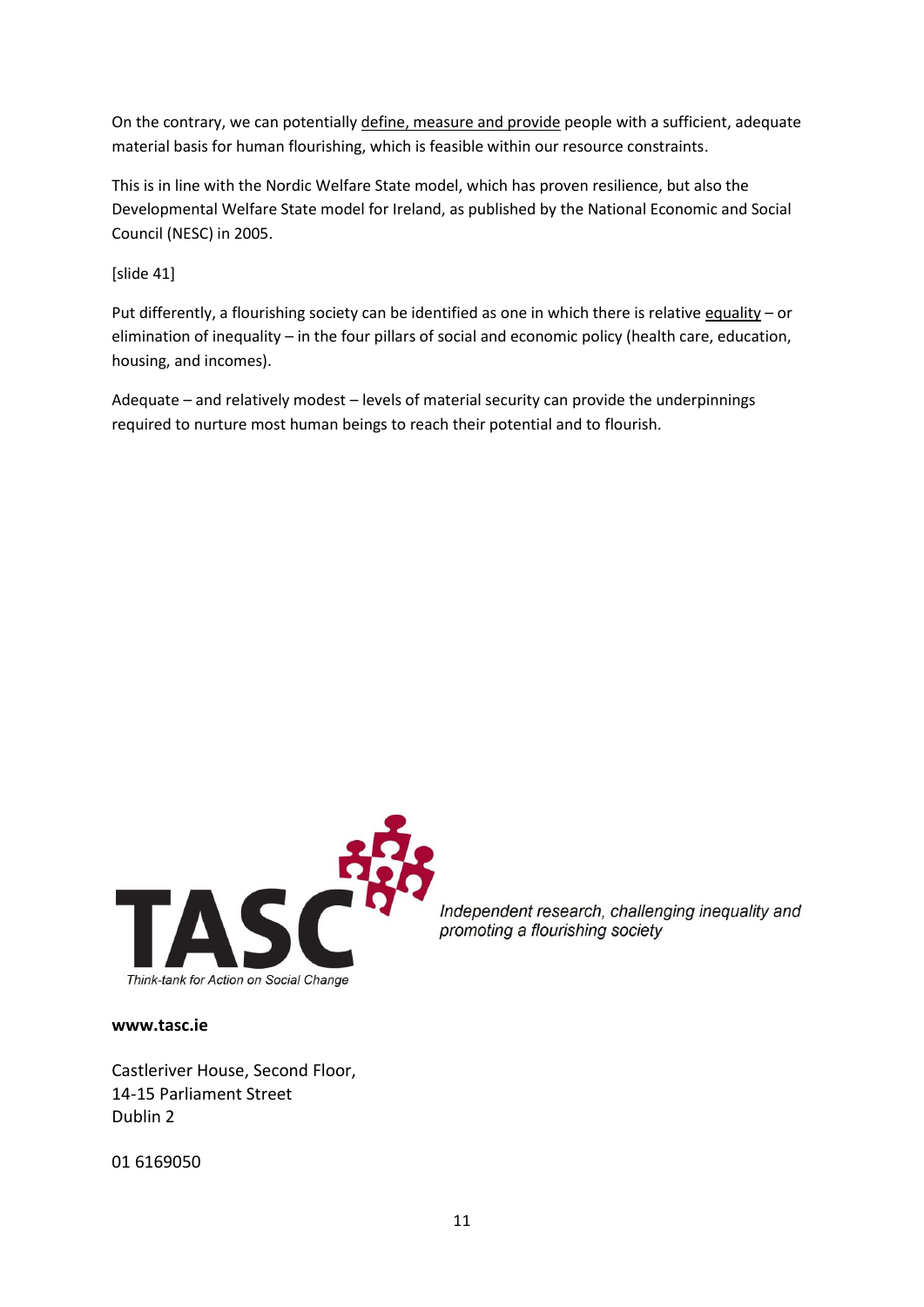On the contrary, we can potentially define, measure and provide people with a sufficient, adequate material basis for human flourishing, which is feasible within our resource constraints.

This is in line with the Nordic Welfare State model, which has proven resilience, but also the Developmental Welfare State model for Ireland, as published by the National Economic and Social Council (NESC) in 2005.

[slide 41]

Put differently, a flourishing society can be identified as one in which there is relative equality – or elimination of inequality – in the four pillars of social and economic policy (health care, education, housing, and incomes).

Adequate – and relatively modest – levels of material security can provide the underpinnings required to nurture most human beings to reach their potential and to flourish.

TASC

*Think-tank for Action on Social Change*

*Independent research, challenging inequality and promoting a flourishing society*

**www.tasc.ie**

Castleriver House, Second Floor,
14-15 Parliament Street
Dublin 2

01 6169050